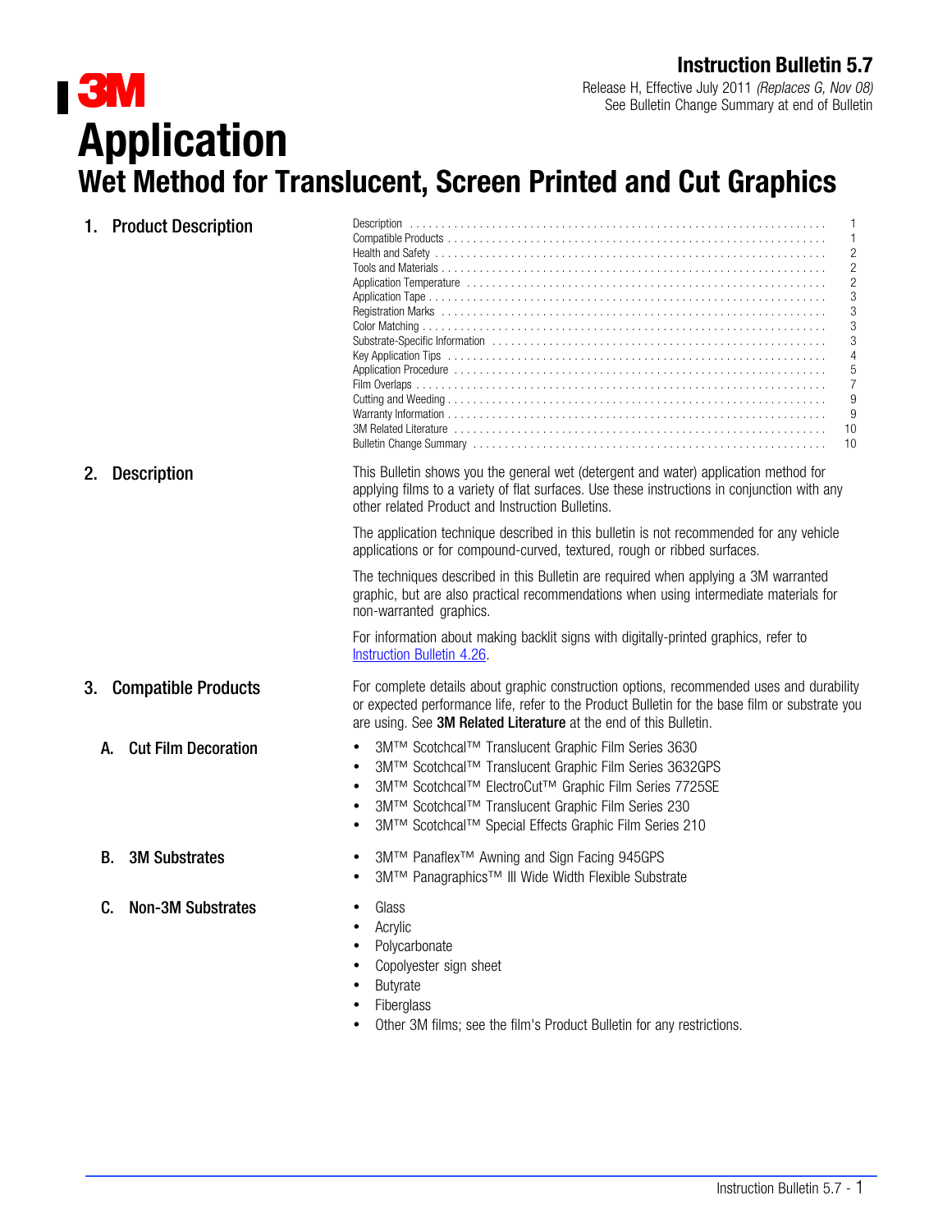# Instruction Bulletin 5.7

Release H, Effective July 2011 *(Replaces G, Nov 08)*
See Bulletin Change Summary at end of Bulletin

# Application

## Wet Method for Translucent, Screen Printed and Cut Graphics

## 1. Product Description

| Section | Page |
|---|---|
| Description | 1 |
| Compatible Products | 1 |
| Health and Safety | 2 |
| Tools and Materials | 2 |
| Application Temperature | 2 |
| Application Tape | 3 |
| Registration Marks | 3 |
| Color Matching | 3 |
| Substrate-Specific Information | 3 |
| Key Application Tips | 4 |
| Application Procedure | 5 |
| Film Overlaps | 7 |
| Cutting and Weeding | 9 |
| Warranty Information | 9 |
| 3M Related Literature | 10 |
| Bulletin Change Summary | 10 |

## 2. Description

This Bulletin shows you the general wet (detergent and water) application method for applying films to a variety of flat surfaces. Use these instructions in conjunction with any other related Product and Instruction Bulletins.

The application technique described in this bulletin is not recommended for any vehicle applications or for compound-curved, textured, rough or ribbed surfaces.

The techniques described in this Bulletin are required when applying a 3M warranted graphic, but are also practical recommendations when using intermediate materials for non-warranted graphics.

For information about making backlit signs with digitally-printed graphics, refer to Instruction Bulletin 4.26.

## 3. Compatible Products

For complete details about graphic construction options, recommended uses and durability or expected performance life, refer to the Product Bulletin for the base film or substrate you are using. See **3M Related Literature** at the end of this Bulletin.

### A. Cut Film Decoration

- 3M™ Scotchcal™ Translucent Graphic Film Series 3630
- 3M™ Scotchcal™ Translucent Graphic Film Series 3632GPS
- 3M™ Scotchcal™ ElectroCut™ Graphic Film Series 7725SE
- 3M™ Scotchcal™ Translucent Graphic Film Series 230
- 3M™ Scotchcal™ Special Effects Graphic Film Series 210

### B. 3M Substrates

- 3M™ Panaflex™ Awning and Sign Facing 945GPS
- 3M™ Panagraphics™ III Wide Width Flexible Substrate

### C. Non-3M Substrates

- Glass
- Acrylic
- Polycarbonate
- Copolyester sign sheet
- Butyrate
- Fiberglass
- Other 3M films; see the film's Product Bulletin for any restrictions.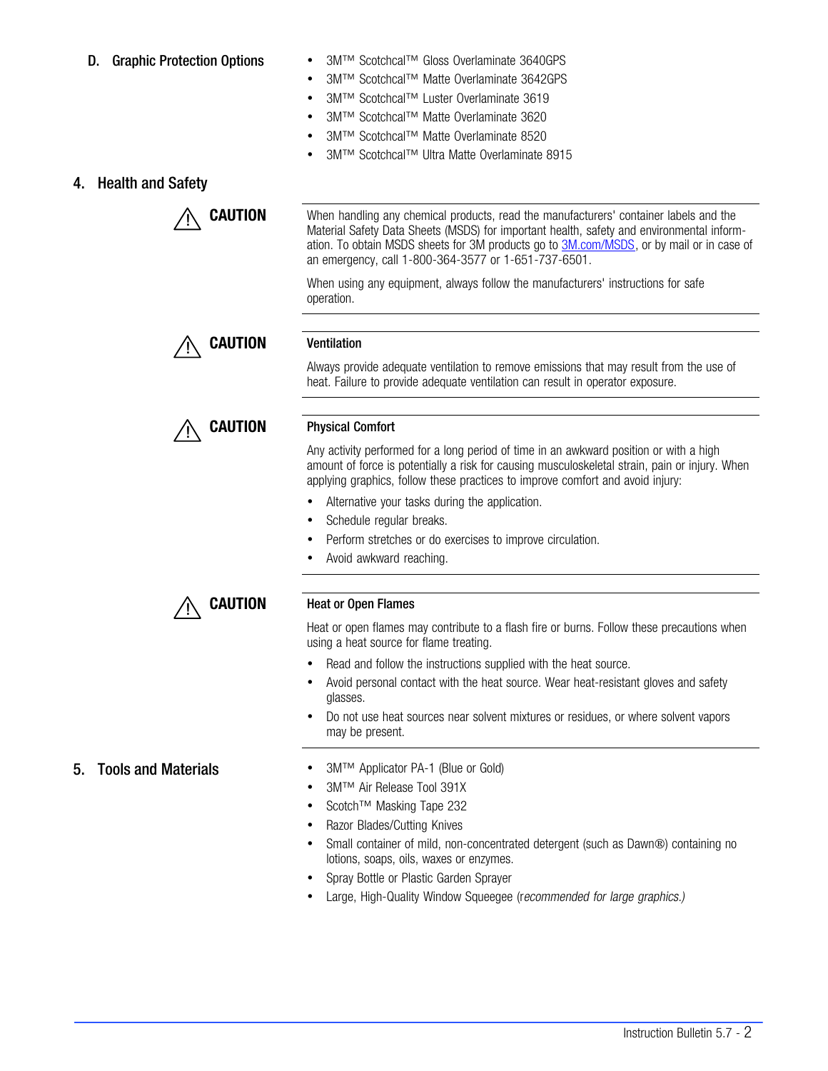### D. Graphic Protection Options

- 3M™ Scotchcal™ Gloss Overlaminate 3640GPS
- 3M™ Scotchcal™ Matte Overlaminate 3642GPS
- 3M™ Scotchcal™ Luster Overlaminate 3619
- 3M™ Scotchcal™ Matte Overlaminate 3620
- 3M™ Scotchcal™ Matte Overlaminate 8520
- 3M™ Scotchcal™ Ultra Matte Overlaminate 8915

## 4. Health and Safety

⚠ **CAUTION**

When handling any chemical products, read the manufacturers' container labels and the Material Safety Data Sheets (MSDS) for important health, safety and environmental information. To obtain MSDS sheets for 3M products go to 3M.com/MSDS, or by mail or in case of an emergency, call 1-800-364-3577 or 1-651-737-6501.

When using any equipment, always follow the manufacturers' instructions for safe operation.

⚠ **CAUTION**

**Ventilation**

Always provide adequate ventilation to remove emissions that may result from the use of heat. Failure to provide adequate ventilation can result in operator exposure.

⚠ **CAUTION**

**Physical Comfort**

Any activity performed for a long period of time in an awkward position or with a high amount of force is potentially a risk for causing musculoskeletal strain, pain or injury. When applying graphics, follow these practices to improve comfort and avoid injury:

- Alternative your tasks during the application.
- Schedule regular breaks.
- Perform stretches or do exercises to improve circulation.
- Avoid awkward reaching.

⚠ **CAUTION**

**Heat or Open Flames**

Heat or open flames may contribute to a flash fire or burns. Follow these precautions when using a heat source for flame treating.

- Read and follow the instructions supplied with the heat source.
- Avoid personal contact with the heat source. Wear heat-resistant gloves and safety glasses.
- Do not use heat sources near solvent mixtures or residues, or where solvent vapors may be present.

## 5. Tools and Materials

- 3M™ Applicator PA-1 (Blue or Gold)
- 3M™ Air Release Tool 391X
- Scotch™ Masking Tape 232
- Razor Blades/Cutting Knives
- Small container of mild, non-concentrated detergent (such as Dawn®) containing no lotions, soaps, oils, waxes or enzymes.
- Spray Bottle or Plastic Garden Sprayer
- Large, High-Quality Window Squeegee (*recommended for large graphics.)*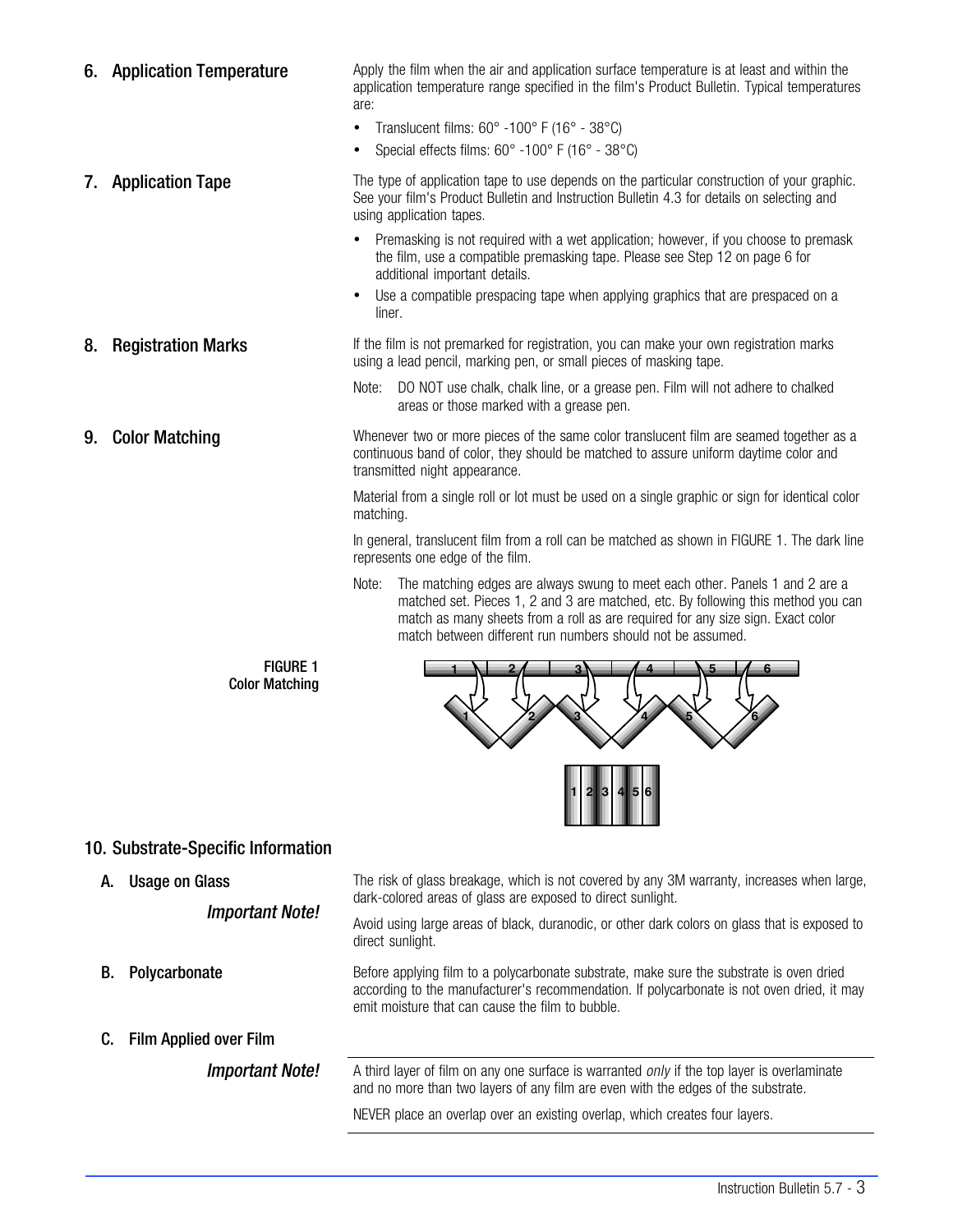## 6. Application Temperature

Apply the film when the air and application surface temperature is at least and within the application temperature range specified in the film's Product Bulletin. Typical temperatures are:

- Translucent films: 60° -100° F (16° - 38°C)
- Special effects films: 60° -100° F (16° - 38°C)

## 7. Application Tape

The type of application tape to use depends on the particular construction of your graphic. See your film's Product Bulletin and Instruction Bulletin 4.3 for details on selecting and using application tapes.

- Premasking is not required with a wet application; however, if you choose to premask the film, use a compatible premasking tape. Please see Step 12 on page 6 for additional important details.
- Use a compatible prespacing tape when applying graphics that are prespaced on a liner.

## 8. Registration Marks

If the film is not premarked for registration, you can make your own registration marks using a lead pencil, marking pen, or small pieces of masking tape.

Note: DO NOT use chalk, chalk line, or a grease pen. Film will not adhere to chalked areas or those marked with a grease pen.

## 9. Color Matching

Whenever two or more pieces of the same color translucent film are seamed together as a continuous band of color, they should be matched to assure uniform daytime color and transmitted night appearance.

Material from a single roll or lot must be used on a single graphic or sign for identical color matching.

In general, translucent film from a roll can be matched as shown in FIGURE 1. The dark line represents one edge of the film.

Note: The matching edges are always swung to meet each other. Panels 1 and 2 are a matched set. Pieces 1, 2 and 3 are matched, etc. By following this method you can match as many sheets from a roll as are required for any size sign. Exact color match between different run numbers should not be assumed.

**FIGURE 1**
**Color Matching**

## 10. Substrate-Specific Information

### A. Usage on Glass

***Important Note!***

The risk of glass breakage, which is not covered by any 3M warranty, increases when large, dark-colored areas of glass are exposed to direct sunlight.

Avoid using large areas of black, duranodic, or other dark colors on glass that is exposed to direct sunlight.

### B. Polycarbonate

Before applying film to a polycarbonate substrate, make sure the substrate is oven dried according to the manufacturer's recommendation. If polycarbonate is not oven dried, it may emit moisture that can cause the film to bubble.

### C. Film Applied over Film

***Important Note!***

A third layer of film on any one surface is warranted *only* if the top layer is overlaminate and no more than two layers of any film are even with the edges of the substrate.

NEVER place an overlap over an existing overlap, which creates four layers.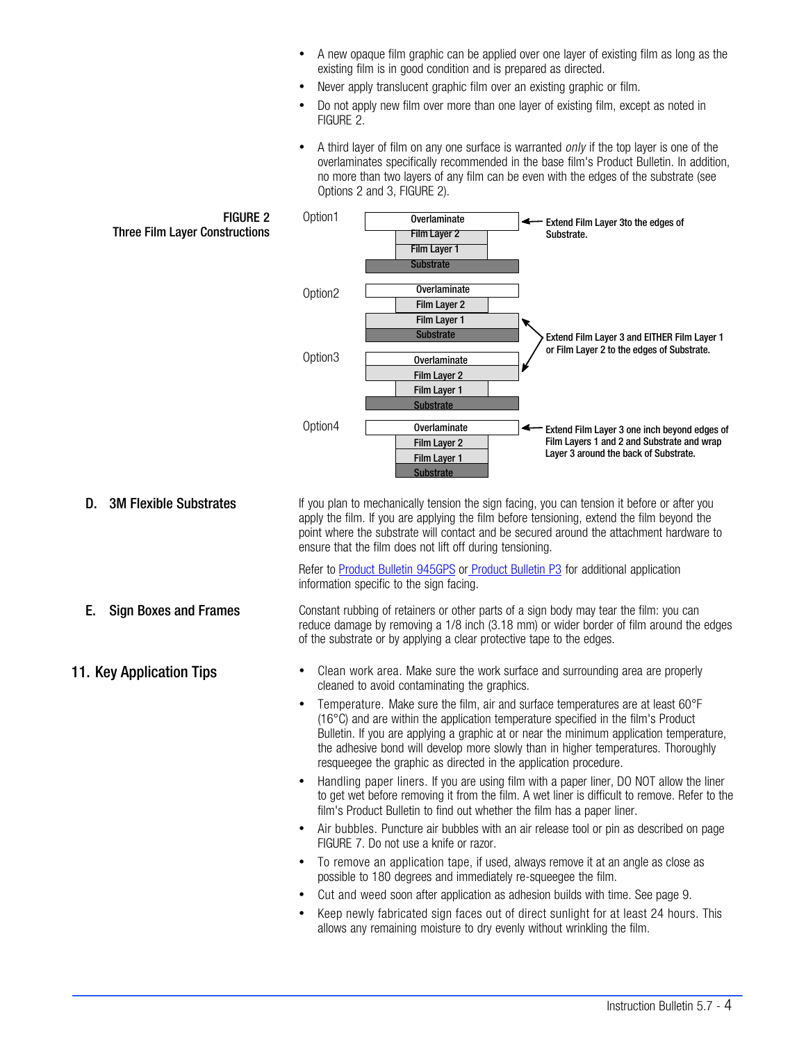- A new opaque film graphic can be applied over one layer of existing film as long as the existing film is in good condition and is prepared as directed.
- Never apply translucent graphic film over an existing graphic or film.
- Do not apply new film over more than one layer of existing film, except as noted in FIGURE 2.
- A third layer of film on any one surface is warranted *only* if the top layer is one of the overlaminates specifically recommended in the base film's Product Bulletin. In addition, no more than two layers of any film can be even with the edges of the substrate (see Options 2 and 3, FIGURE 2).

**FIGURE 2**
**Three Film Layer Constructions**

Option1

- Overlaminate
- Film Layer 2
- Film Layer 1
- Substrate

Extend Film Layer 3to the edges of Substrate.

Option2

- Overlaminate
- Film Layer 2
- Film Layer 1
- Substrate

Option3

- Overlaminate
- Film Layer 2
- Film Layer 1
- Substrate

Extend Film Layer 3 and EITHER Film Layer 1 or Film Layer 2 to the edges of Substrate.

Option4

- Overlaminate
- Film Layer 2
- Film Layer 1
- Substrate

Extend Film Layer 3 one inch beyond edges of Film Layers 1 and 2 and Substrate and wrap Layer 3 around the back of Substrate.

### D. 3M Flexible Substrates

If you plan to mechanically tension the sign facing, you can tension it before or after you apply the film. If you are applying the film before tensioning, extend the film beyond the point where the substrate will contact and be secured around the attachment hardware to ensure that the film does not lift off during tensioning.

Refer to Product Bulletin 945GPS or Product Bulletin P3 for additional application information specific to the sign facing.

### E. Sign Boxes and Frames

Constant rubbing of retainers or other parts of a sign body may tear the film: you can reduce damage by removing a 1/8 inch (3.18 mm) or wider border of film around the edges of the substrate or by applying a clear protective tape to the edges.

## 11. Key Application Tips

- Clean work area. Make sure the work surface and surrounding area are properly cleaned to avoid contaminating the graphics.
- Temperature. Make sure the film, air and surface temperatures are at least 60°F (16°C) and are within the application temperature specified in the film's Product Bulletin. If you are applying a graphic at or near the minimum application temperature, the adhesive bond will develop more slowly than in higher temperatures. Thoroughly resqueegee the graphic as directed in the application procedure.
- Handling paper liners. If you are using film with a paper liner, DO NOT allow the liner to get wet before removing it from the film. A wet liner is difficult to remove. Refer to the film's Product Bulletin to find out whether the film has a paper liner.
- Air bubbles. Puncture air bubbles with an air release tool or pin as described on page FIGURE 7. Do not use a knife or razor.
- To remove an application tape, if used, always remove it at an angle as close as possible to 180 degrees and immediately re-squeegee the film.
- Cut and weed soon after application as adhesion builds with time. See page 9.
- Keep newly fabricated sign faces out of direct sunlight for at least 24 hours. This allows any remaining moisture to dry evenly without wrinkling the film.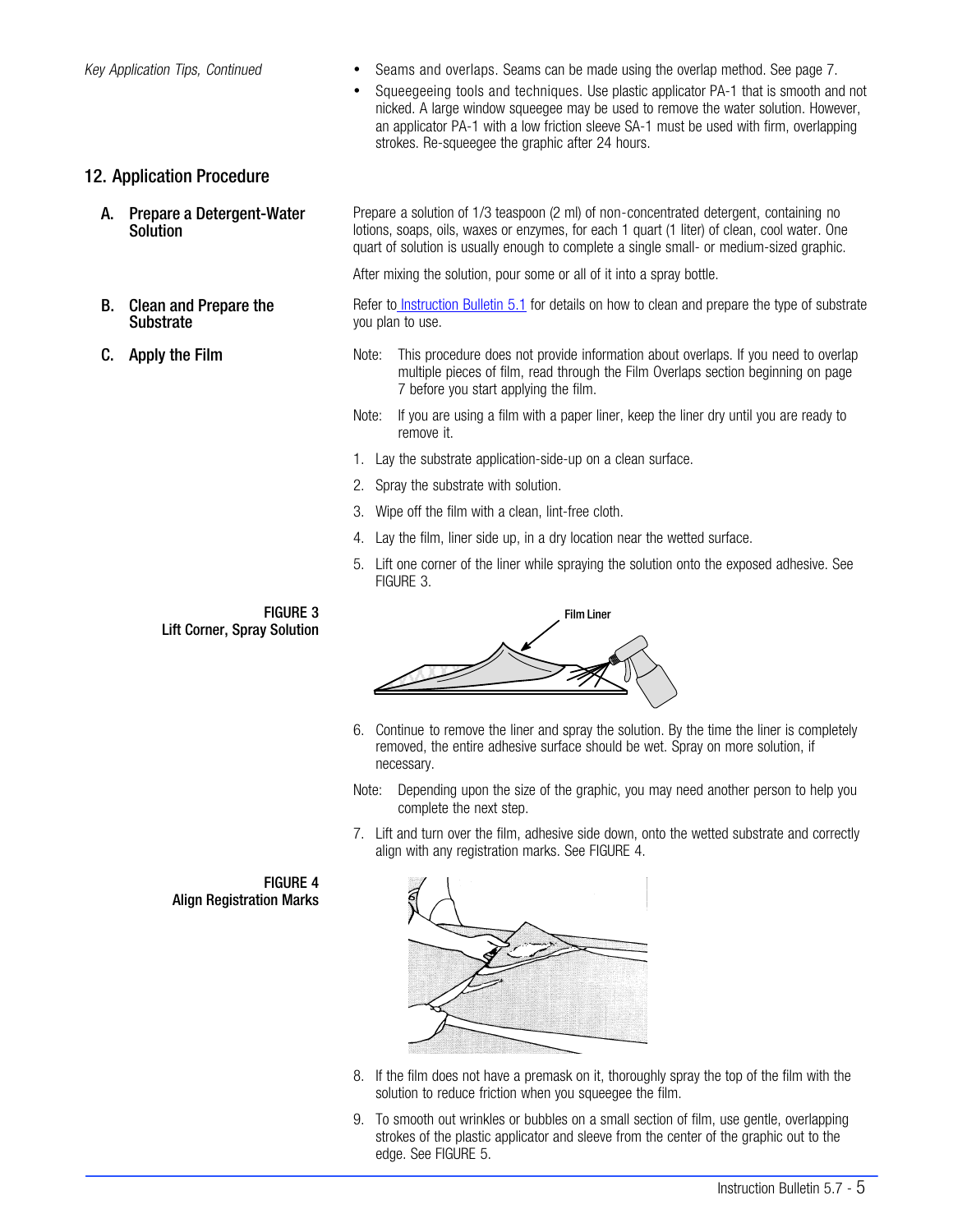*Key Application Tips, Continued*

- Seams and overlaps. Seams can be made using the overlap method. See page 7.
- Squeegeeing tools and techniques. Use plastic applicator PA-1 that is smooth and not nicked. A large window squeegee may be used to remove the water solution. However, an applicator PA-1 with a low friction sleeve SA-1 must be used with firm, overlapping strokes. Re-squeegee the graphic after 24 hours.

## 12. Application Procedure

### A. Prepare a Detergent-Water Solution

Prepare a solution of 1/3 teaspoon (2 ml) of non-concentrated detergent, containing no lotions, soaps, oils, waxes or enzymes, for each 1 quart (1 liter) of clean, cool water. One quart of solution is usually enough to complete a single small- or medium-sized graphic.

After mixing the solution, pour some or all of it into a spray bottle.

### B. Clean and Prepare the Substrate

Refer to Instruction Bulletin 5.1 for details on how to clean and prepare the type of substrate you plan to use.

### C. Apply the Film

Note: This procedure does not provide information about overlaps. If you need to overlap multiple pieces of film, read through the Film Overlaps section beginning on page 7 before you start applying the film.

Note: If you are using a film with a paper liner, keep the liner dry until you are ready to remove it.

1. Lay the substrate application-side-up on a clean surface.
2. Spray the substrate with solution.
3. Wipe off the film with a clean, lint-free cloth.
4. Lay the film, liner side up, in a dry location near the wetted surface.
5. Lift one corner of the liner while spraying the solution onto the exposed adhesive. See FIGURE 3.

**FIGURE 3**
**Lift Corner, Spray Solution**

6. Continue to remove the liner and spray the solution. By the time the liner is completely removed, the entire adhesive surface should be wet. Spray on more solution, if necessary.

Note: Depending upon the size of the graphic, you may need another person to help you complete the next step.

7. Lift and turn over the film, adhesive side down, onto the wetted substrate and correctly align with any registration marks. See FIGURE 4.

**FIGURE 4**
**Align Registration Marks**

8. If the film does not have a premask on it, thoroughly spray the top of the film with the solution to reduce friction when you squeegee the film.
9. To smooth out wrinkles or bubbles on a small section of film, use gentle, overlapping strokes of the plastic applicator and sleeve from the center of the graphic out to the edge. See FIGURE 5.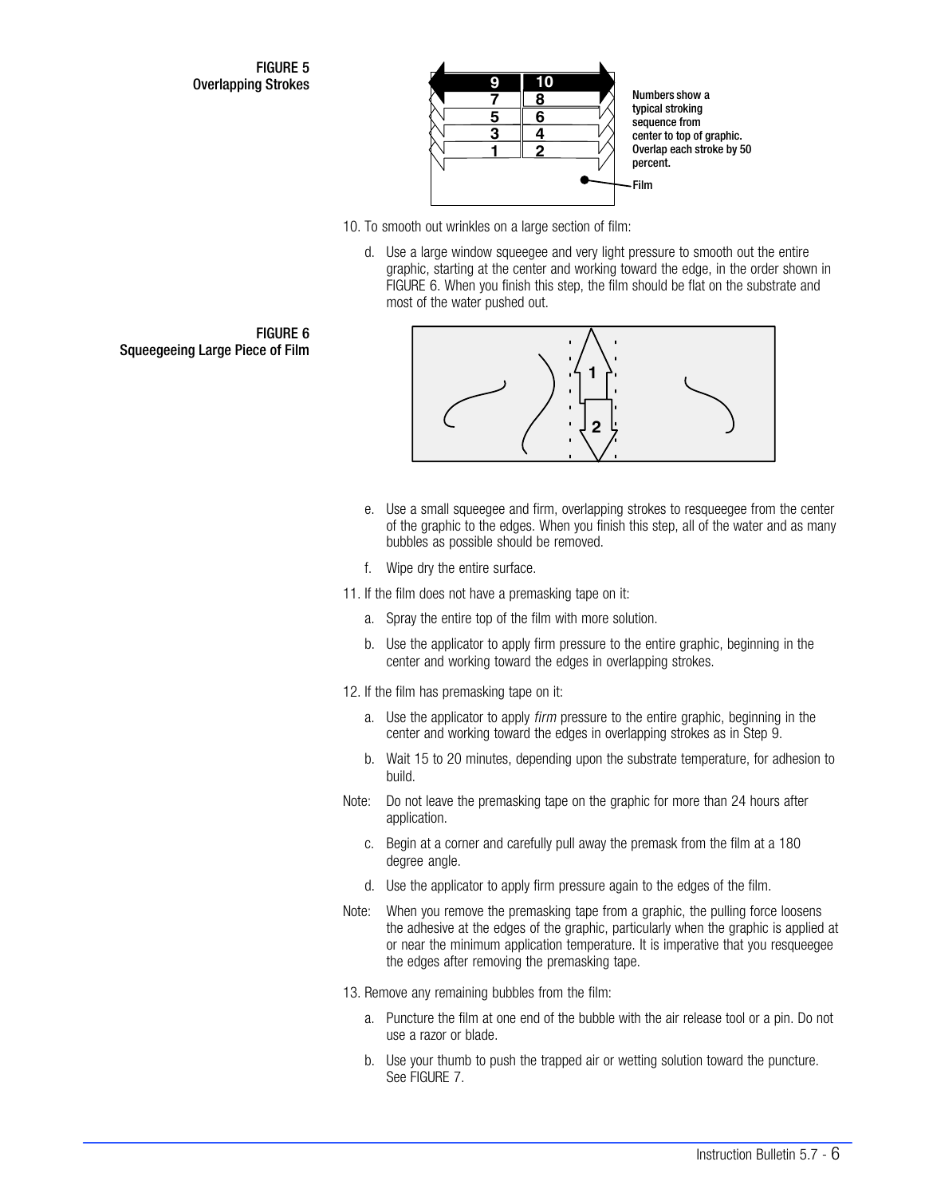FIGURE 5
Overlapping Strokes

Numbers show a typical stroking sequence from center to top of graphic. Overlap each stroke by 50 percent.

Film

10. To smooth out wrinkles on a large section of film:

   d. Use a large window squeegee and very light pressure to smooth out the entire graphic, starting at the center and working toward the edge, in the order shown in FIGURE 6. When you finish this step, the film should be flat on the substrate and most of the water pushed out.

FIGURE 6
Squeegeeing Large Piece of Film

   e. Use a small squeegee and firm, overlapping strokes to resqueegee from the center of the graphic to the edges. When you finish this step, all of the water and as many bubbles as possible should be removed.

   f. Wipe dry the entire surface.

11. If the film does not have a premasking tape on it:

   a. Spray the entire top of the film with more solution.

   b. Use the applicator to apply firm pressure to the entire graphic, beginning in the center and working toward the edges in overlapping strokes.

12. If the film has premasking tape on it:

   a. Use the applicator to apply *firm* pressure to the entire graphic, beginning in the center and working toward the edges in overlapping strokes as in Step 9.

   b. Wait 15 to 20 minutes, depending upon the substrate temperature, for adhesion to build.

Note: Do not leave the premasking tape on the graphic for more than 24 hours after application.

   c. Begin at a corner and carefully pull away the premask from the film at a 180 degree angle.

   d. Use the applicator to apply firm pressure again to the edges of the film.

Note: When you remove the premasking tape from a graphic, the pulling force loosens the adhesive at the edges of the graphic, particularly when the graphic is applied at or near the minimum application temperature. It is imperative that you resqueegee the edges after removing the premasking tape.

13. Remove any remaining bubbles from the film:

   a. Puncture the film at one end of the bubble with the air release tool or a pin. Do not use a razor or blade.

   b. Use your thumb to push the trapped air or wetting solution toward the puncture. See FIGURE 7.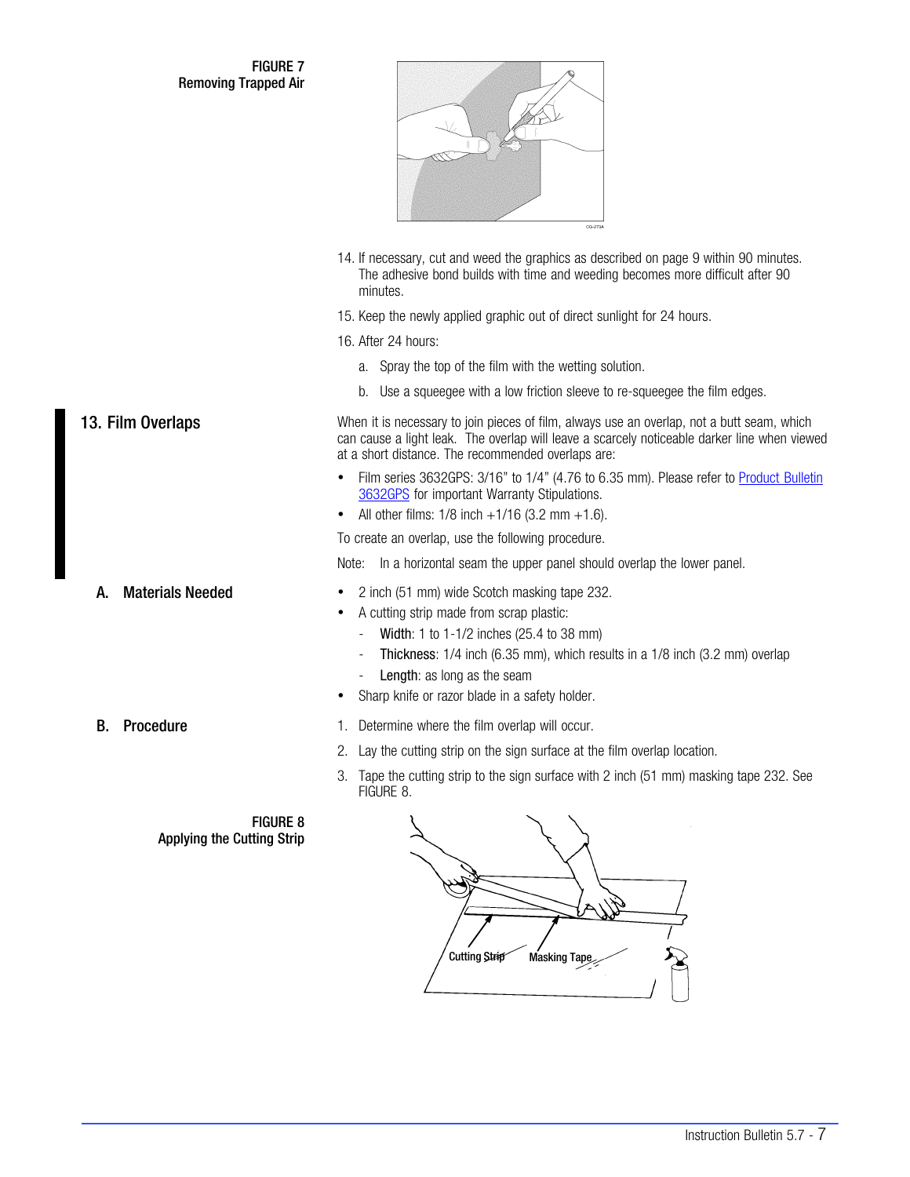FIGURE 7
Removing Trapped Air

14. If necessary, cut and weed the graphics as described on page 9 within 90 minutes. The adhesive bond builds with time and weeding becomes more difficult after 90 minutes.
15. Keep the newly applied graphic out of direct sunlight for 24 hours.
16. After 24 hours:
    a. Spray the top of the film with the wetting solution.
    b. Use a squeegee with a low friction sleeve to re-squeegee the film edges.

## 13. Film Overlaps

When it is necessary to join pieces of film, always use an overlap, not a butt seam, which can cause a light leak. The overlap will leave a scarcely noticeable darker line when viewed at a short distance. The recommended overlaps are:

- Film series 3632GPS: 3/16" to 1/4" (4.76 to 6.35 mm). Please refer to Product Bulletin 3632GPS for important Warranty Stipulations.
- All other films: 1/8 inch +1/16 (3.2 mm +1.6).

To create an overlap, use the following procedure.

Note: In a horizontal seam the upper panel should overlap the lower panel.

### A. Materials Needed

- 2 inch (51 mm) wide Scotch masking tape 232.
- A cutting strip made from scrap plastic:
    - **Width**: 1 to 1-1/2 inches (25.4 to 38 mm)
    - **Thickness**: 1/4 inch (6.35 mm), which results in a 1/8 inch (3.2 mm) overlap
    - **Length**: as long as the seam
- Sharp knife or razor blade in a safety holder.

### B. Procedure

1. Determine where the film overlap will occur.
2. Lay the cutting strip on the sign surface at the film overlap location.
3. Tape the cutting strip to the sign surface with 2 inch (51 mm) masking tape 232. See FIGURE 8.

FIGURE 8
Applying the Cutting Strip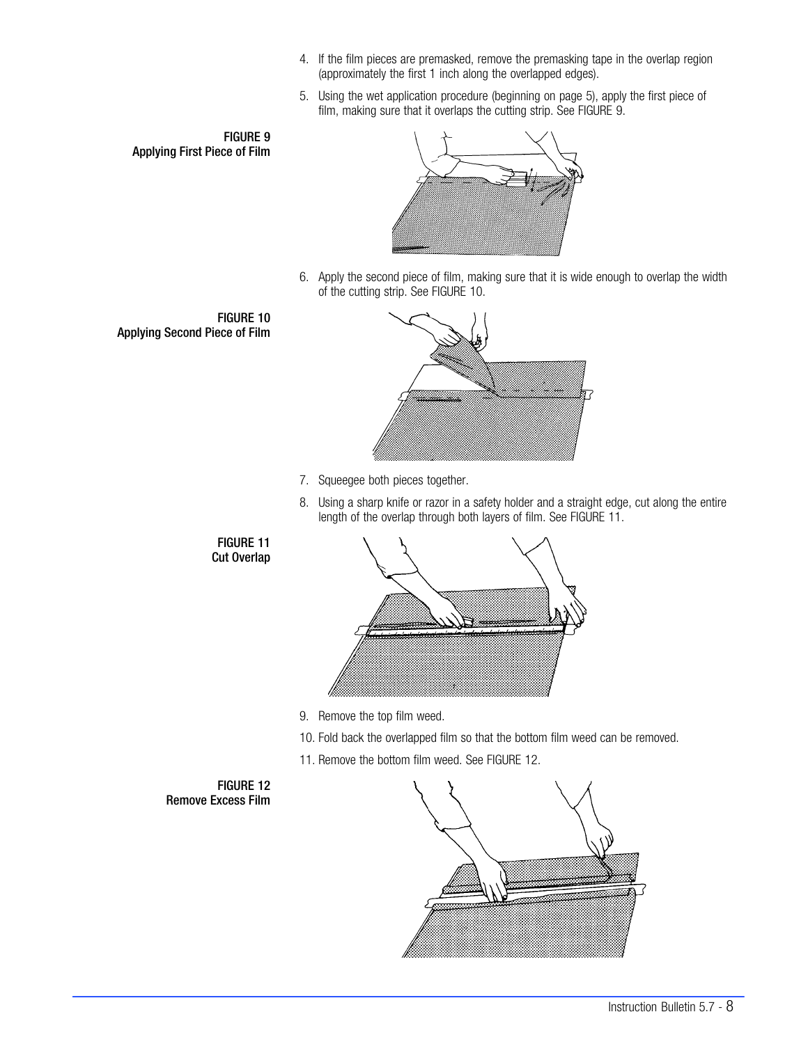4. If the film pieces are premasked, remove the premasking tape in the overlap region (approximately the first 1 inch along the overlapped edges).

5. Using the wet application procedure (beginning on page 5), apply the first piece of film, making sure that it overlaps the cutting strip. See FIGURE 9.

**FIGURE 9**
**Applying First Piece of Film**

6. Apply the second piece of film, making sure that it is wide enough to overlap the width of the cutting strip. See FIGURE 10.

**FIGURE 10**
**Applying Second Piece of Film**

7. Squeegee both pieces together.

8. Using a sharp knife or razor in a safety holder and a straight edge, cut along the entire length of the overlap through both layers of film. See FIGURE 11.

**FIGURE 11**
**Cut Overlap**

9. Remove the top film weed.

10. Fold back the overlapped film so that the bottom film weed can be removed.

11. Remove the bottom film weed. See FIGURE 12.

**FIGURE 12**
**Remove Excess Film**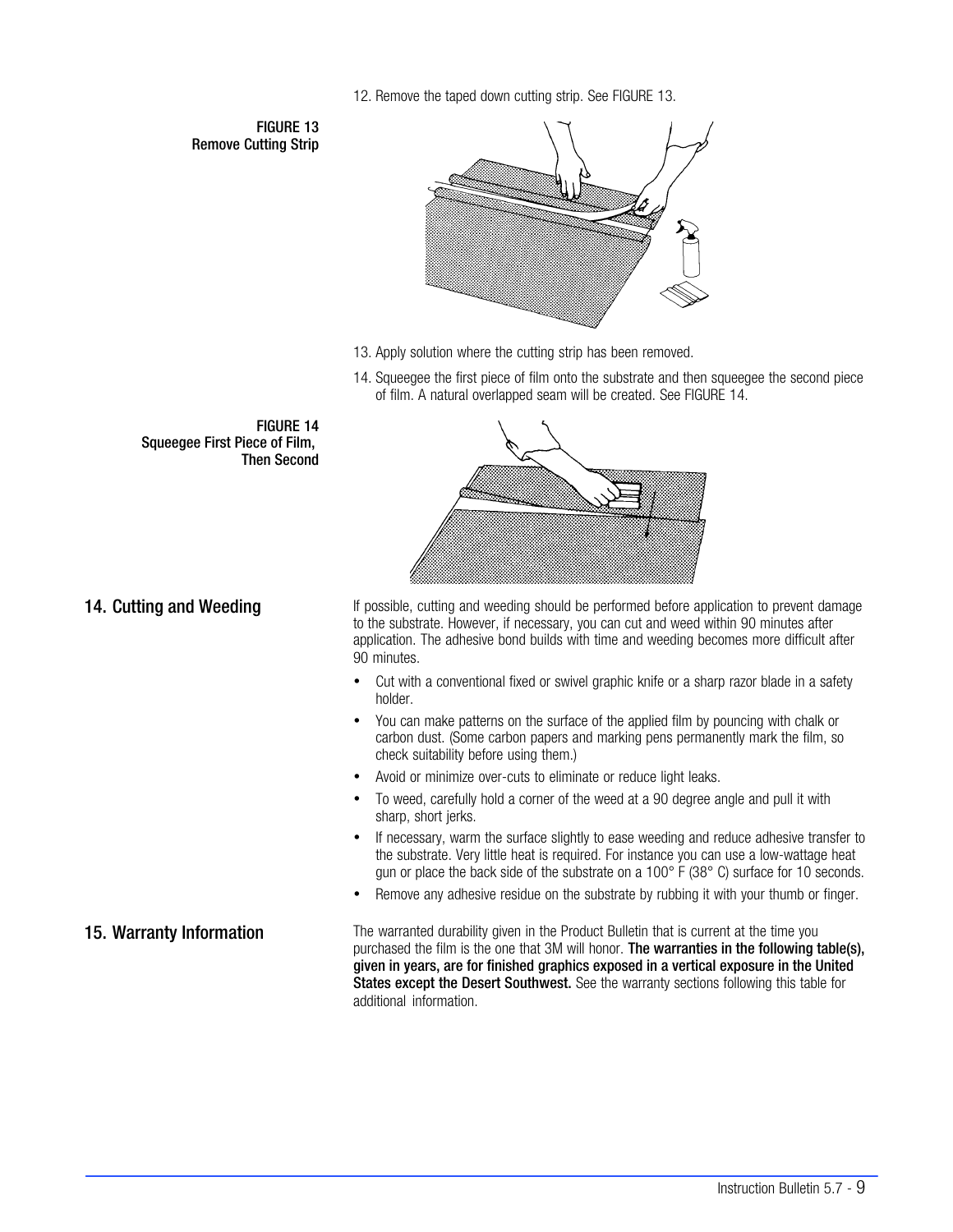12. Remove the taped down cutting strip. See FIGURE 13.

**FIGURE 13**
**Remove Cutting Strip**

13. Apply solution where the cutting strip has been removed.

14. Squeegee the first piece of film onto the substrate and then squeegee the second piece of film. A natural overlapped seam will be created. See FIGURE 14.

**FIGURE 14**
**Squeegee First Piece of Film, Then Second**

## 14. Cutting and Weeding

If possible, cutting and weeding should be performed before application to prevent damage to the substrate. However, if necessary, you can cut and weed within 90 minutes after application. The adhesive bond builds with time and weeding becomes more difficult after 90 minutes.

- Cut with a conventional fixed or swivel graphic knife or a sharp razor blade in a safety holder.
- You can make patterns on the surface of the applied film by pouncing with chalk or carbon dust. (Some carbon papers and marking pens permanently mark the film, so check suitability before using them.)
- Avoid or minimize over-cuts to eliminate or reduce light leaks.
- To weed, carefully hold a corner of the weed at a 90 degree angle and pull it with sharp, short jerks.
- If necessary, warm the surface slightly to ease weeding and reduce adhesive transfer to the substrate. Very little heat is required. For instance you can use a low-wattage heat gun or place the back side of the substrate on a 100° F (38° C) surface for 10 seconds.
- Remove any adhesive residue on the substrate by rubbing it with your thumb or finger.

## 15. Warranty Information

The warranted durability given in the Product Bulletin that is current at the time you purchased the film is the one that 3M will honor. **The warranties in the following table(s), given in years, are for finished graphics exposed in a vertical exposure in the United States except the Desert Southwest.** See the warranty sections following this table for additional information.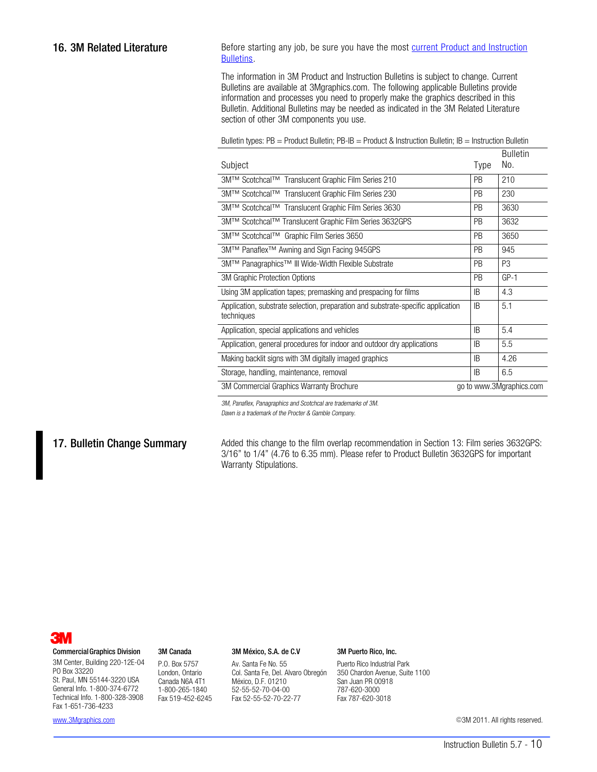## 16. 3M Related Literature

Before starting any job, be sure you have the most [current Product and Instruction Bulletins](current Product and Instruction Bulletins).

The information in 3M Product and Instruction Bulletins is subject to change. Current Bulletins are available at 3Mgraphics.com. The following applicable Bulletins provide information and processes you need to properly make the graphics described in this Bulletin. Additional Bulletins may be needed as indicated in the 3M Related Literature section of other 3M components you use.

Bulletin types: PB = Product Bulletin; PB-IB = Product & Instruction Bulletin; IB = Instruction Bulletin

| Subject | Type | Bulletin No. |
|---|---|---|
| 3M™ Scotchcal™ Translucent Graphic Film Series 210 | PB | 210 |
| 3M™ Scotchcal™ Translucent Graphic Film Series 230 | PB | 230 |
| 3M™ Scotchcal™ Translucent Graphic Film Series 3630 | PB | 3630 |
| 3M™ Scotchcal™ Translucent Graphic Film Series 3632GPS | PB | 3632 |
| 3M™ Scotchcal™ Graphic Film Series 3650 | PB | 3650 |
| 3M™ Panaflex™ Awning and Sign Facing 945GPS | PB | 945 |
| 3M™ Panagraphics™ III Wide-Width Flexible Substrate | PB | P3 |
| 3M Graphic Protection Options | PB | GP-1 |
| Using 3M application tapes; premasking and prespacing for films | IB | 4.3 |
| Application, substrate selection, preparation and substrate-specific application techniques | IB | 5.1 |
| Application, special applications and vehicles | IB | 5.4 |
| Application, general procedures for indoor and outdoor dry applications | IB | 5.5 |
| Making backlit signs with 3M digitally imaged graphics | IB | 4.26 |
| Storage, handling, maintenance, removal | IB | 6.5 |
| 3M Commercial Graphics Warranty Brochure | go to www.3Mgraphics.com | |

*3M, Panaflex, Panagraphics and Scotchcal are trademarks of 3M.*
*Dawn is a trademark of the Procter & Gamble Company.*

## 17. Bulletin Change Summary

Added this change to the film overlap recommendation in Section 13: Film series 3632GPS: 3/16" to 1/4" (4.76 to 6.35 mm). Please refer to Product Bulletin 3632GPS for important Warranty Stipulations.

**Commercial Graphics Division**
3M Center, Building 220-12E-04
PO Box 33220
St. Paul, MN 55144-3220 USA
General Info. 1-800-374-6772
Technical Info. 1-800-328-3908
Fax 1-651-736-4233

**3M Canada**
P.O. Box 5757
London, Ontario
Canada N6A 4T1
1-800-265-1840
Fax 519-452-6245

**3M México, S.A. de C.V**
Av. Santa Fe No. 55
Col. Santa Fe, Del. Alvaro Obregón
México, D.F. 01210
52-55-52-70-04-00
Fax 52-55-52-70-22-77

**3M Puerto Rico, Inc.**
Puerto Rico Industrial Park
350 Chardon Avenue, Suite 1100
San Juan PR 00918
787-620-3000
Fax 787-620-3018

[www.3Mgraphics.com](www.3Mgraphics.com)

©3M 2011. All rights reserved.